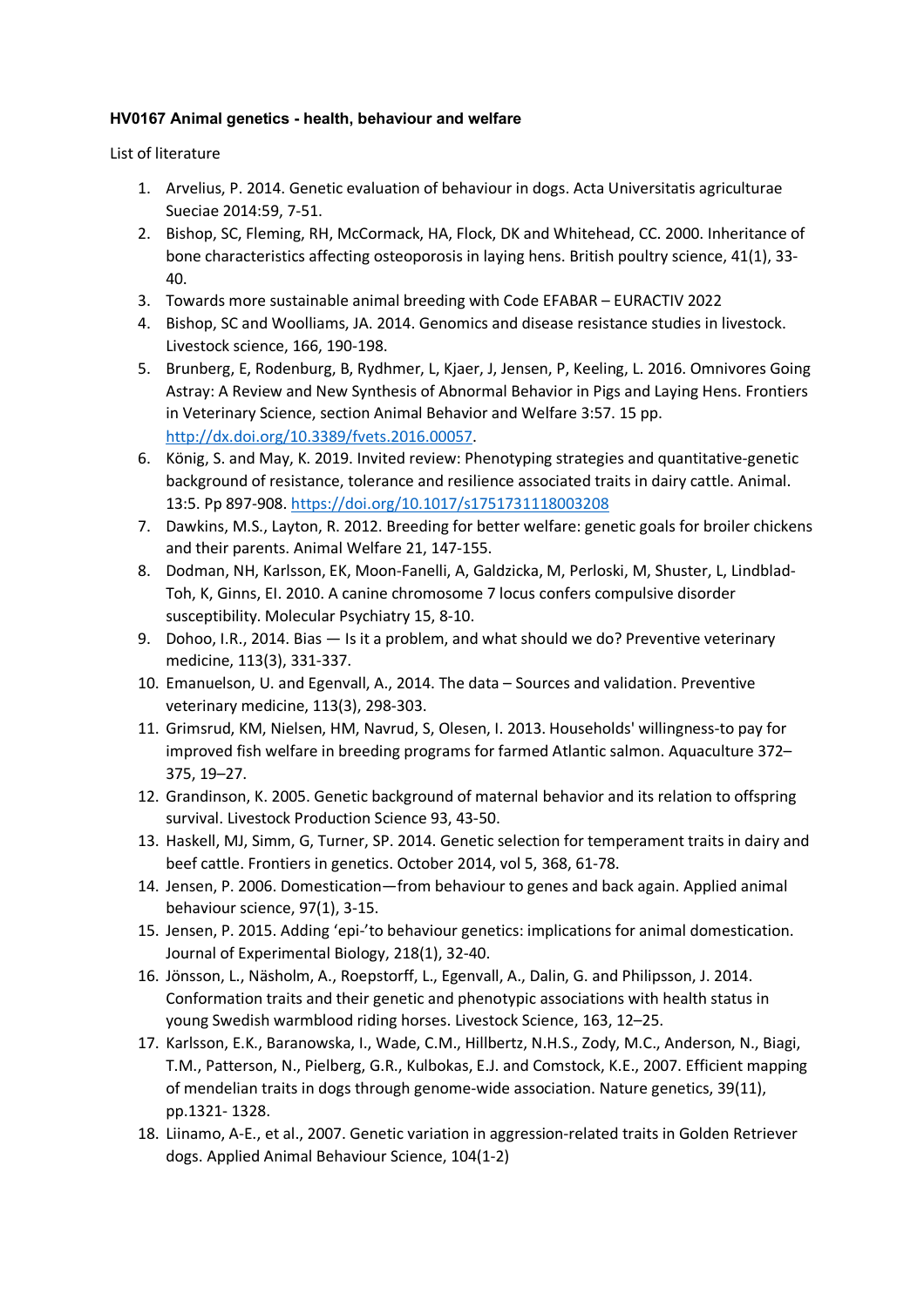**HV0167 Animal genetics - health, behaviour and welfare**

List of literature

1. Arvelius, P. 2014. Genetic evaluation of behaviour in dogs. Acta Universitatis agriculturae Sueciae 2014:59, 7-51.
2. Bishop, SC, Fleming, RH, McCormack, HA, Flock, DK and Whitehead, CC. 2000. Inheritance of bone characteristics affecting osteoporosis in laying hens. British poultry science, 41(1), 33-40.
3. Towards more sustainable animal breeding with Code EFABAR – EURACTIV 2022
4. Bishop, SC and Woolliams, JA. 2014. Genomics and disease resistance studies in livestock. Livestock science, 166, 190-198.
5. Brunberg, E, Rodenburg, B, Rydhmer, L, Kjaer, J, Jensen, P, Keeling, L. 2016. Omnivores Going Astray: A Review and New Synthesis of Abnormal Behavior in Pigs and Laying Hens. Frontiers in Veterinary Science, section Animal Behavior and Welfare 3:57. 15 pp. http://dx.doi.org/10.3389/fvets.2016.00057.
6. König, S. and May, K. 2019. Invited review: Phenotyping strategies and quantitative-genetic background of resistance, tolerance and resilience associated traits in dairy cattle. Animal. 13:5. Pp 897-908. https://doi.org/10.1017/s1751731118003208
7. Dawkins, M.S., Layton, R. 2012. Breeding for better welfare: genetic goals for broiler chickens and their parents. Animal Welfare 21, 147-155.
8. Dodman, NH, Karlsson, EK, Moon-Fanelli, A, Galdzicka, M, Perloski, M, Shuster, L, Lindblad-Toh, K, Ginns, EI. 2010. A canine chromosome 7 locus confers compulsive disorder susceptibility. Molecular Psychiatry 15, 8-10.
9. Dohoo, I.R., 2014. Bias — Is it a problem, and what should we do? Preventive veterinary medicine, 113(3), 331-337.
10. Emanuelson, U. and Egenvall, A., 2014. The data – Sources and validation. Preventive veterinary medicine, 113(3), 298-303.
11. Grimsrud, KM, Nielsen, HM, Navrud, S, Olesen, I. 2013. Households' willingness-to pay for improved fish welfare in breeding programs for farmed Atlantic salmon. Aquaculture 372–375, 19–27.
12. Grandinson, K. 2005. Genetic background of maternal behavior and its relation to offspring survival. Livestock Production Science 93, 43-50.
13. Haskell, MJ, Simm, G, Turner, SP. 2014. Genetic selection for temperament traits in dairy and beef cattle. Frontiers in genetics. October 2014, vol 5, 368, 61-78.
14. Jensen, P. 2006. Domestication—from behaviour to genes and back again. Applied animal behaviour science, 97(1), 3-15.
15. Jensen, P. 2015. Adding 'epi-'to behaviour genetics: implications for animal domestication. Journal of Experimental Biology, 218(1), 32-40.
16. Jönsson, L., Näsholm, A., Roepstorff, L., Egenvall, A., Dalin, G. and Philipsson, J. 2014. Conformation traits and their genetic and phenotypic associations with health status in young Swedish warmblood riding horses. Livestock Science, 163, 12–25.
17. Karlsson, E.K., Baranowska, I., Wade, C.M., Hillbertz, N.H.S., Zody, M.C., Anderson, N., Biagi, T.M., Patterson, N., Pielberg, G.R., Kulbokas, E.J. and Comstock, K.E., 2007. Efficient mapping of mendelian traits in dogs through genome-wide association. Nature genetics, 39(11), pp.1321- 1328.
18. Liinamo, A-E., et al., 2007. Genetic variation in aggression-related traits in Golden Retriever dogs. Applied Animal Behaviour Science, 104(1-2)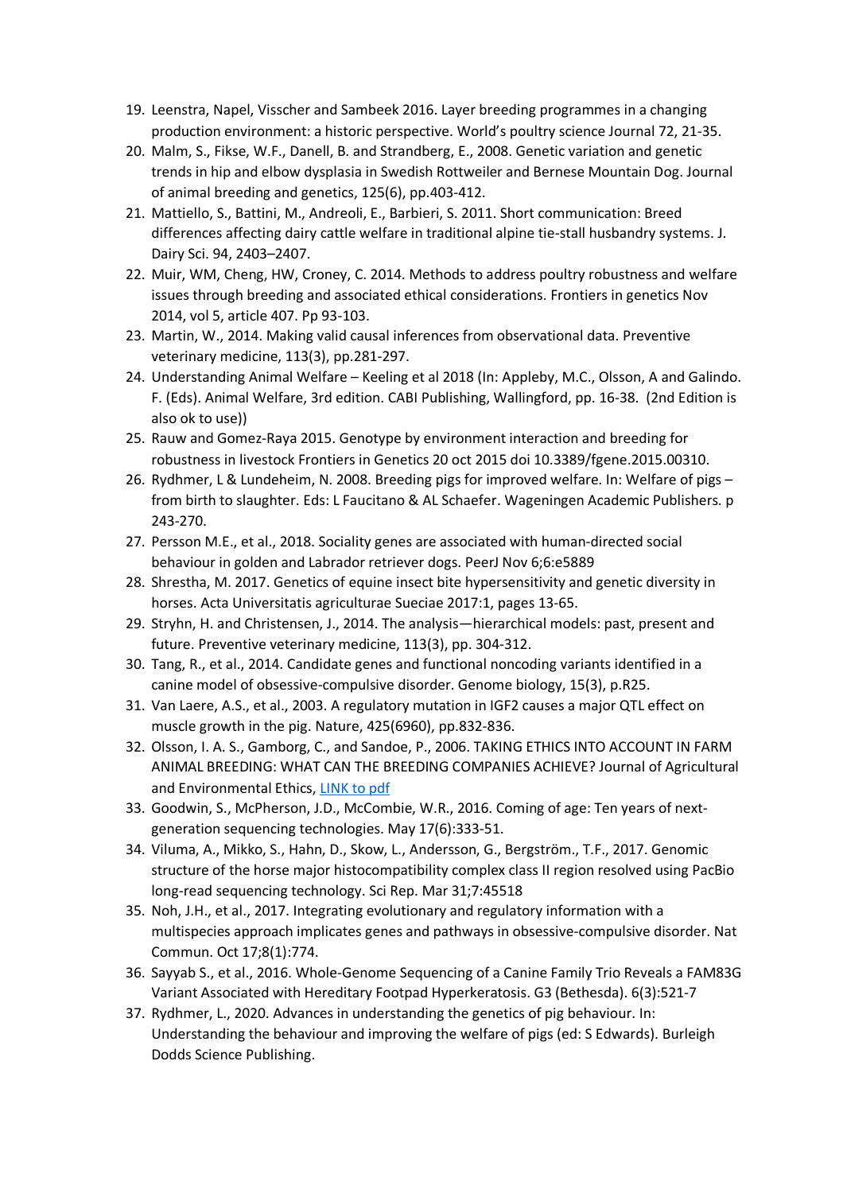19. Leenstra, Napel, Visscher and Sambeek 2016. Layer breeding programmes in a changing production environment: a historic perspective. World's poultry science Journal 72, 21-35.
20. Malm, S., Fikse, W.F., Danell, B. and Strandberg, E., 2008. Genetic variation and genetic trends in hip and elbow dysplasia in Swedish Rottweiler and Bernese Mountain Dog. Journal of animal breeding and genetics, 125(6), pp.403-412.
21. Mattiello, S., Battini, M., Andreoli, E., Barbieri, S. 2011. Short communication: Breed differences affecting dairy cattle welfare in traditional alpine tie-stall husbandry systems. J. Dairy Sci. 94, 2403–2407.
22. Muir, WM, Cheng, HW, Croney, C. 2014. Methods to address poultry robustness and welfare issues through breeding and associated ethical considerations. Frontiers in genetics Nov 2014, vol 5, article 407. Pp 93-103.
23. Martin, W., 2014. Making valid causal inferences from observational data. Preventive veterinary medicine, 113(3), pp.281-297.
24. Understanding Animal Welfare – Keeling et al 2018 (In: Appleby, M.C., Olsson, A and Galindo. F. (Eds). Animal Welfare, 3rd edition. CABI Publishing, Wallingford, pp. 16-38. (2nd Edition is also ok to use))
25. Rauw and Gomez-Raya 2015. Genotype by environment interaction and breeding for robustness in livestock Frontiers in Genetics 20 oct 2015 doi 10.3389/fgene.2015.00310.
26. Rydhmer, L & Lundeheim, N. 2008. Breeding pigs for improved welfare. In: Welfare of pigs – from birth to slaughter. Eds: L Faucitano & AL Schaefer. Wageningen Academic Publishers. p 243-270.
27. Persson M.E., et al., 2018. Sociality genes are associated with human-directed social behaviour in golden and Labrador retriever dogs. PeerJ Nov 6;6:e5889
28. Shrestha, M. 2017. Genetics of equine insect bite hypersensitivity and genetic diversity in horses. Acta Universitatis agriculturae Sueciae 2017:1, pages 13-65.
29. Stryhn, H. and Christensen, J., 2014. The analysis—hierarchical models: past, present and future. Preventive veterinary medicine, 113(3), pp. 304-312.
30. Tang, R., et al., 2014. Candidate genes and functional noncoding variants identified in a canine model of obsessive-compulsive disorder. Genome biology, 15(3), p.R25.
31. Van Laere, A.S., et al., 2003. A regulatory mutation in IGF2 causes a major QTL effect on muscle growth in the pig. Nature, 425(6960), pp.832-836.
32. Olsson, I. A. S., Gamborg, C., and Sandoe, P., 2006. TAKING ETHICS INTO ACCOUNT IN FARM ANIMAL BREEDING: WHAT CAN THE BREEDING COMPANIES ACHIEVE? Journal of Agricultural and Environmental Ethics, LINK to pdf
33. Goodwin, S., McPherson, J.D., McCombie, W.R., 2016. Coming of age: Ten years of next-generation sequencing technologies. May 17(6):333-51.
34. Viluma, A., Mikko, S., Hahn, D., Skow, L., Andersson, G., Bergström., T.F., 2017. Genomic structure of the horse major histocompatibility complex class II region resolved using PacBio long-read sequencing technology. Sci Rep. Mar 31;7:45518
35. Noh, J.H., et al., 2017. Integrating evolutionary and regulatory information with a multispecies approach implicates genes and pathways in obsessive-compulsive disorder. Nat Commun. Oct 17;8(1):774.
36. Sayyab S., et al., 2016. Whole-Genome Sequencing of a Canine Family Trio Reveals a FAM83G Variant Associated with Hereditary Footpad Hyperkeratosis. G3 (Bethesda). 6(3):521-7
37. Rydhmer, L., 2020. Advances in understanding the genetics of pig behaviour. In: Understanding the behaviour and improving the welfare of pigs (ed: S Edwards). Burleigh Dodds Science Publishing.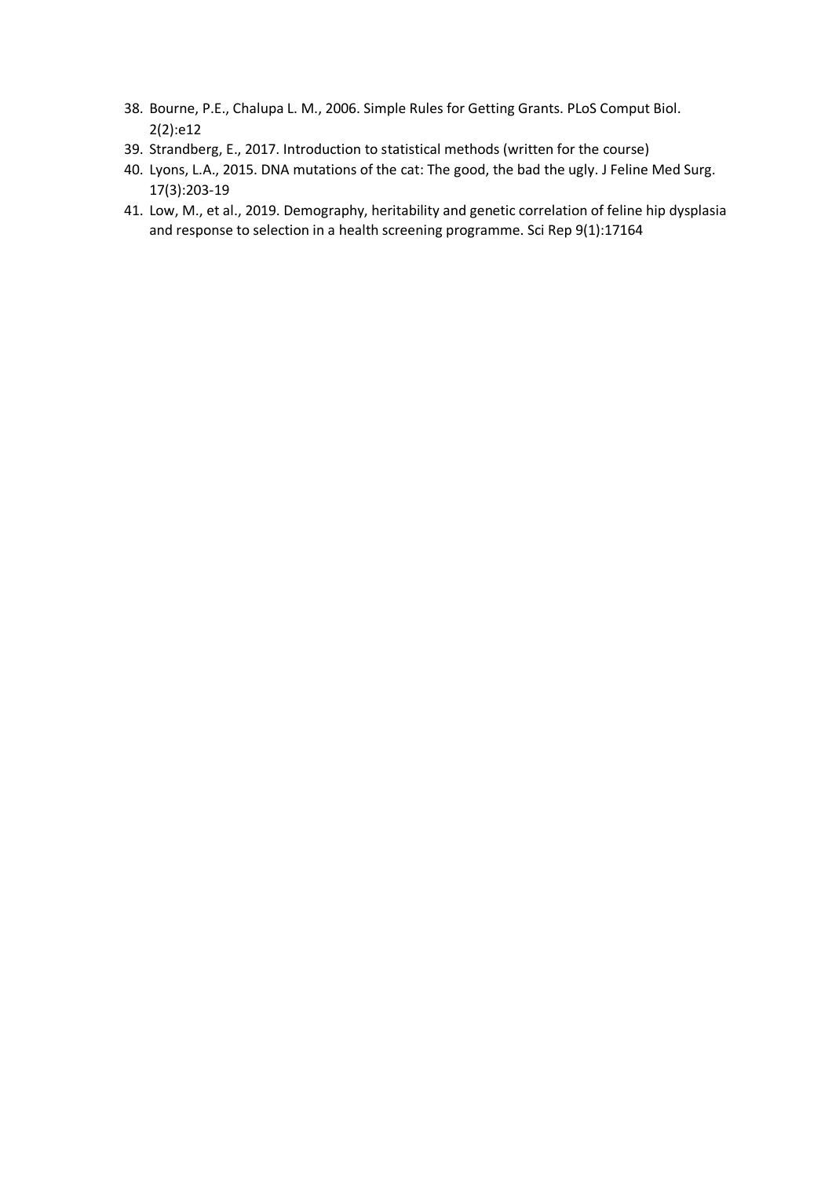38. Bourne, P.E., Chalupa L. M., 2006. Simple Rules for Getting Grants. PLoS Comput Biol. 2(2):e12
39. Strandberg, E., 2017. Introduction to statistical methods (written for the course)
40. Lyons, L.A., 2015. DNA mutations of the cat: The good, the bad the ugly. J Feline Med Surg. 17(3):203-19
41. Low, M., et al., 2019. Demography, heritability and genetic correlation of feline hip dysplasia and response to selection in a health screening programme. Sci Rep 9(1):17164